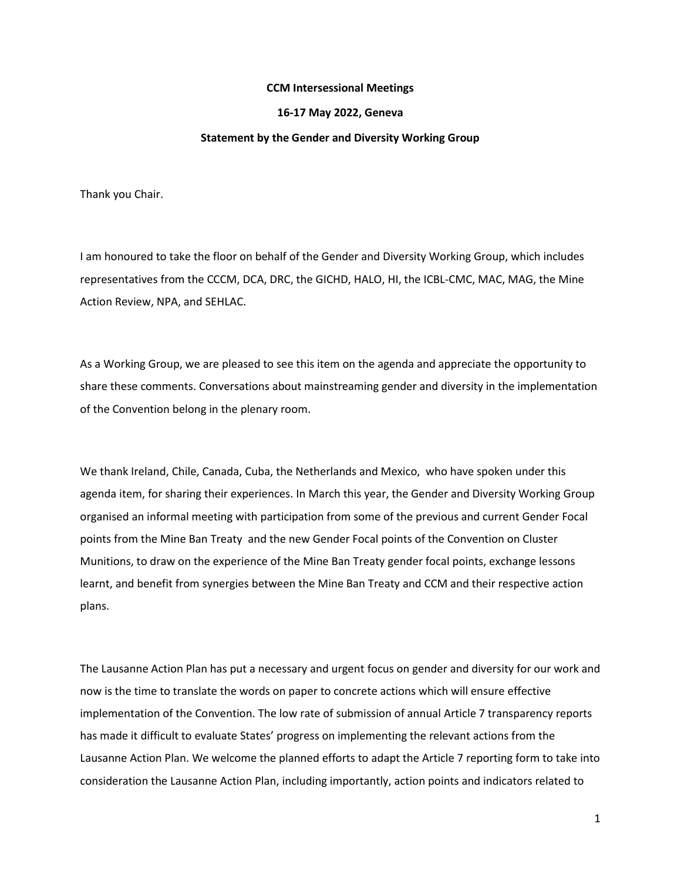**CCM Intersessional Meetings**

**16-17 May 2022, Geneva**

**Statement by the Gender and Diversity Working Group**

Thank you Chair.

I am honoured to take the floor on behalf of the Gender and Diversity Working Group, which includes representatives from the CCCM, DCA, DRC, the GICHD, HALO, HI, the ICBL-CMC, MAC, MAG, the Mine Action Review, NPA, and SEHLAC.

As a Working Group, we are pleased to see this item on the agenda and appreciate the opportunity to share these comments. Conversations about mainstreaming gender and diversity in the implementation of the Convention belong in the plenary room.

We thank Ireland, Chile, Canada, Cuba, the Netherlands and Mexico, who have spoken under this agenda item, for sharing their experiences. In March this year, the Gender and Diversity Working Group organised an informal meeting with participation from some of the previous and current Gender Focal points from the Mine Ban Treaty and the new Gender Focal points of the Convention on Cluster Munitions, to draw on the experience of the Mine Ban Treaty gender focal points, exchange lessons learnt, and benefit from synergies between the Mine Ban Treaty and CCM and their respective action plans.

The Lausanne Action Plan has put a necessary and urgent focus on gender and diversity for our work and now is the time to translate the words on paper to concrete actions which will ensure effective implementation of the Convention. The low rate of submission of annual Article 7 transparency reports has made it difficult to evaluate States' progress on implementing the relevant actions from the Lausanne Action Plan. We welcome the planned efforts to adapt the Article 7 reporting form to take into consideration the Lausanne Action Plan, including importantly, action points and indicators related to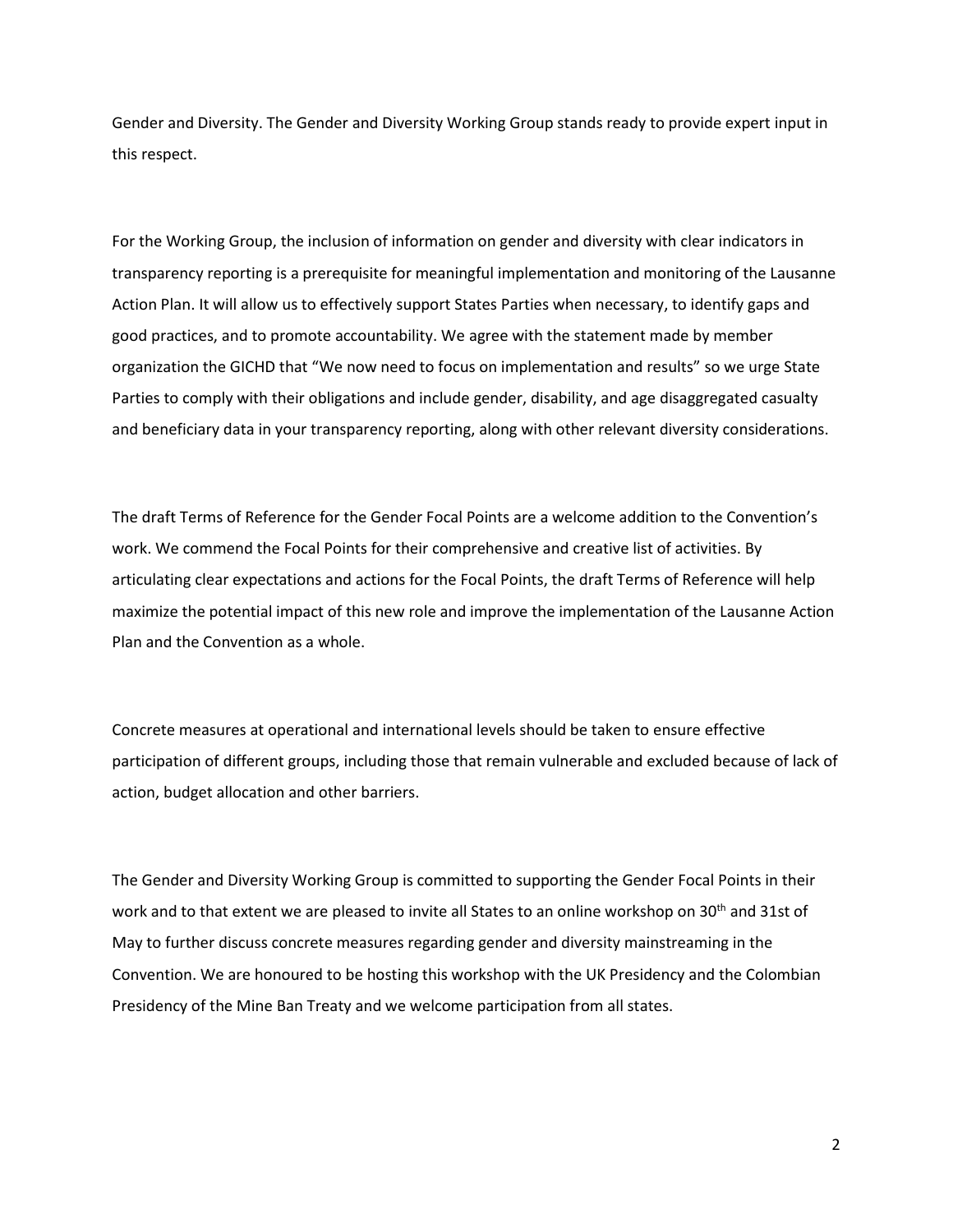Gender and Diversity. The Gender and Diversity Working Group stands ready to provide expert input in this respect.

For the Working Group, the inclusion of information on gender and diversity with clear indicators in transparency reporting is a prerequisite for meaningful implementation and monitoring of the Lausanne Action Plan. It will allow us to effectively support States Parties when necessary, to identify gaps and good practices, and to promote accountability. We agree with the statement made by member organization the GICHD that "We now need to focus on implementation and results" so we urge State Parties to comply with their obligations and include gender, disability, and age disaggregated casualty and beneficiary data in your transparency reporting, along with other relevant diversity considerations.

The draft Terms of Reference for the Gender Focal Points are a welcome addition to the Convention's work. We commend the Focal Points for their comprehensive and creative list of activities. By articulating clear expectations and actions for the Focal Points, the draft Terms of Reference will help maximize the potential impact of this new role and improve the implementation of the Lausanne Action Plan and the Convention as a whole.

Concrete measures at operational and international levels should be taken to ensure effective participation of different groups, including those that remain vulnerable and excluded because of lack of action, budget allocation and other barriers.

The Gender and Diversity Working Group is committed to supporting the Gender Focal Points in their work and to that extent we are pleased to invite all States to an online workshop on 30th and 31st of May to further discuss concrete measures regarding gender and diversity mainstreaming in the Convention. We are honoured to be hosting this workshop with the UK Presidency and the Colombian Presidency of the Mine Ban Treaty and we welcome participation from all states.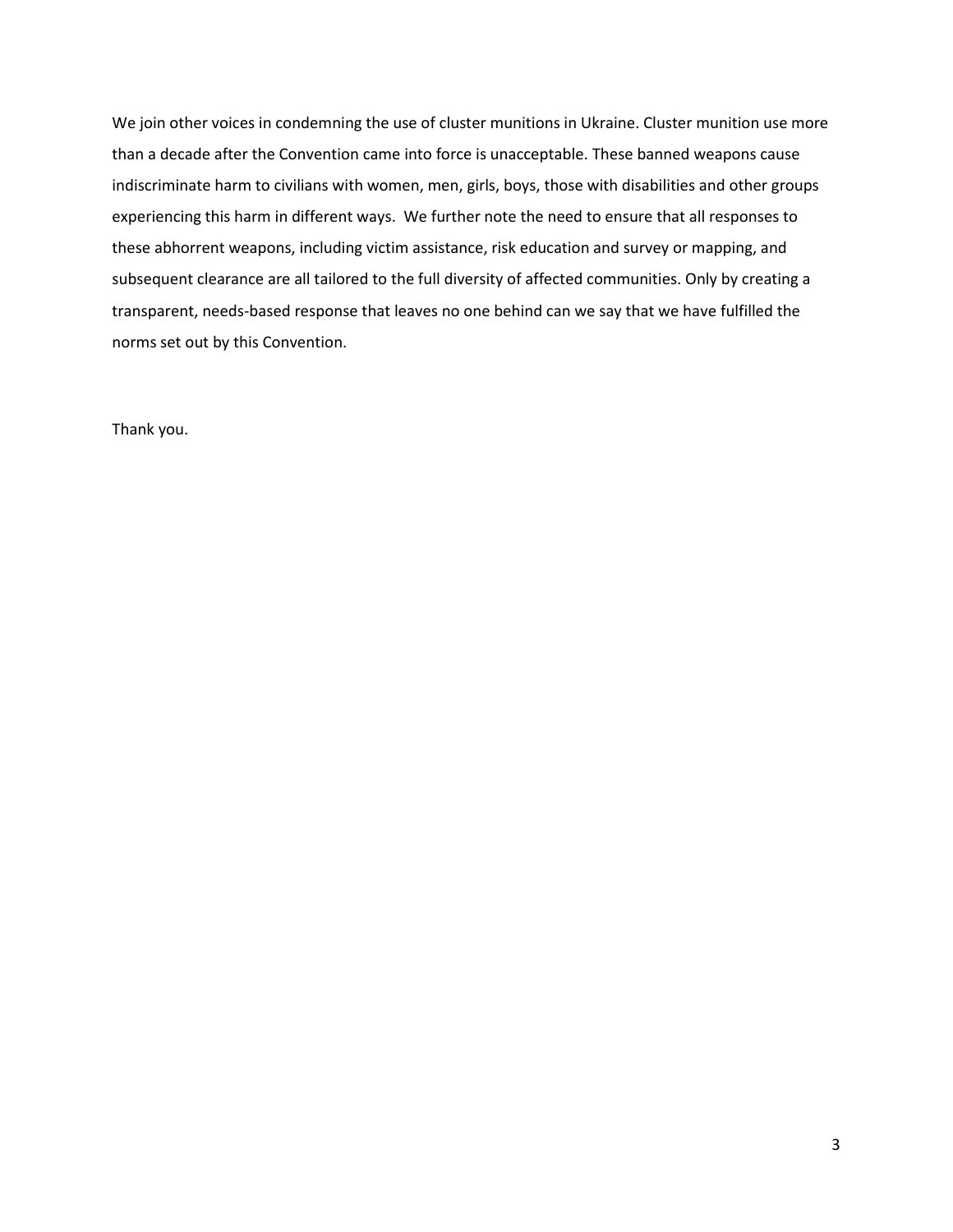We join other voices in condemning the use of cluster munitions in Ukraine. Cluster munition use more than a decade after the Convention came into force is unacceptable. These banned weapons cause indiscriminate harm to civilians with women, men, girls, boys, those with disabilities and other groups experiencing this harm in different ways. We further note the need to ensure that all responses to these abhorrent weapons, including victim assistance, risk education and survey or mapping, and subsequent clearance are all tailored to the full diversity of affected communities. Only by creating a transparent, needs-based response that leaves no one behind can we say that we have fulfilled the norms set out by this Convention.

Thank you.